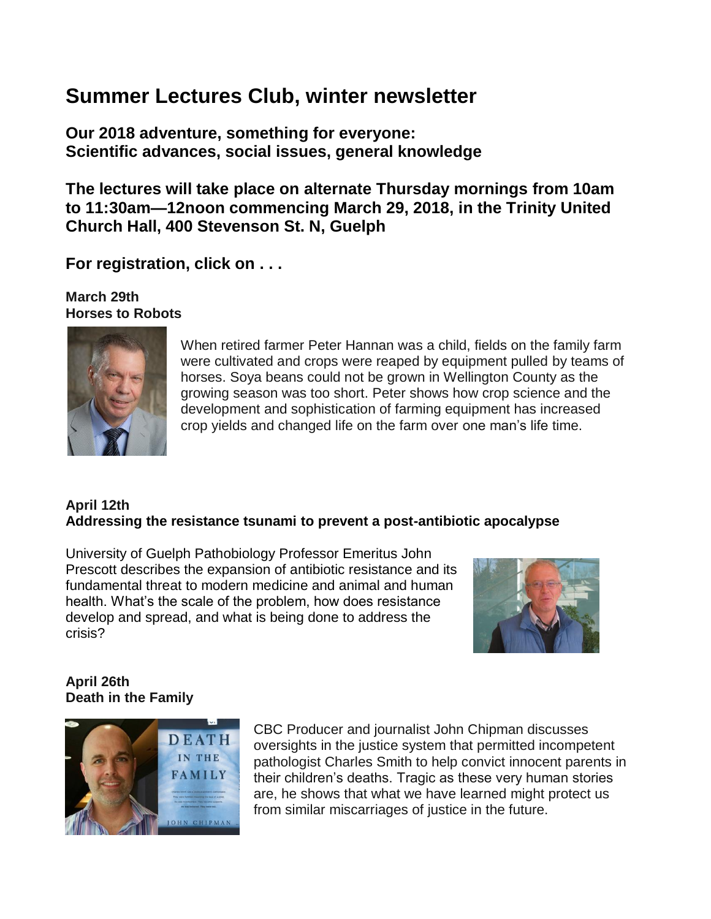# Summer Lectures Club, winter newsletter

## Our 2018 adventure, something for everyone: Scientific advances, social issues, general knowledge

## The lectures will take place on alternate Thursday mornings from 10am to 11:30am—12noon commencing March 29, 2018, in the Trinity United Church Hall, 400 Stevenson St. N, Guelph

## For registration, click on . . .

**March 29th**
**Horses to Robots**

When retired farmer Peter Hannan was a child, fields on the family farm were cultivated and crops were reaped by equipment pulled by teams of horses. Soya beans could not be grown in Wellington County as the growing season was too short. Peter shows how crop science and the development and sophistication of farming equipment has increased crop yields and changed life on the farm over one man's life time.

**April 12th**
**Addressing the resistance tsunami to prevent a post-antibiotic apocalypse**

University of Guelph Pathobiology Professor Emeritus John Prescott describes the expansion of antibiotic resistance and its fundamental threat to modern medicine and animal and human health. What's the scale of the problem, how does resistance develop and spread, and what is being done to address the crisis?

**April 26th**
**Death in the Family**

CBC Producer and journalist John Chipman discusses oversights in the justice system that permitted incompetent pathologist Charles Smith to help convict innocent parents in their children's deaths. Tragic as these very human stories are, he shows that what we have learned might protect us from similar miscarriages of justice in the future.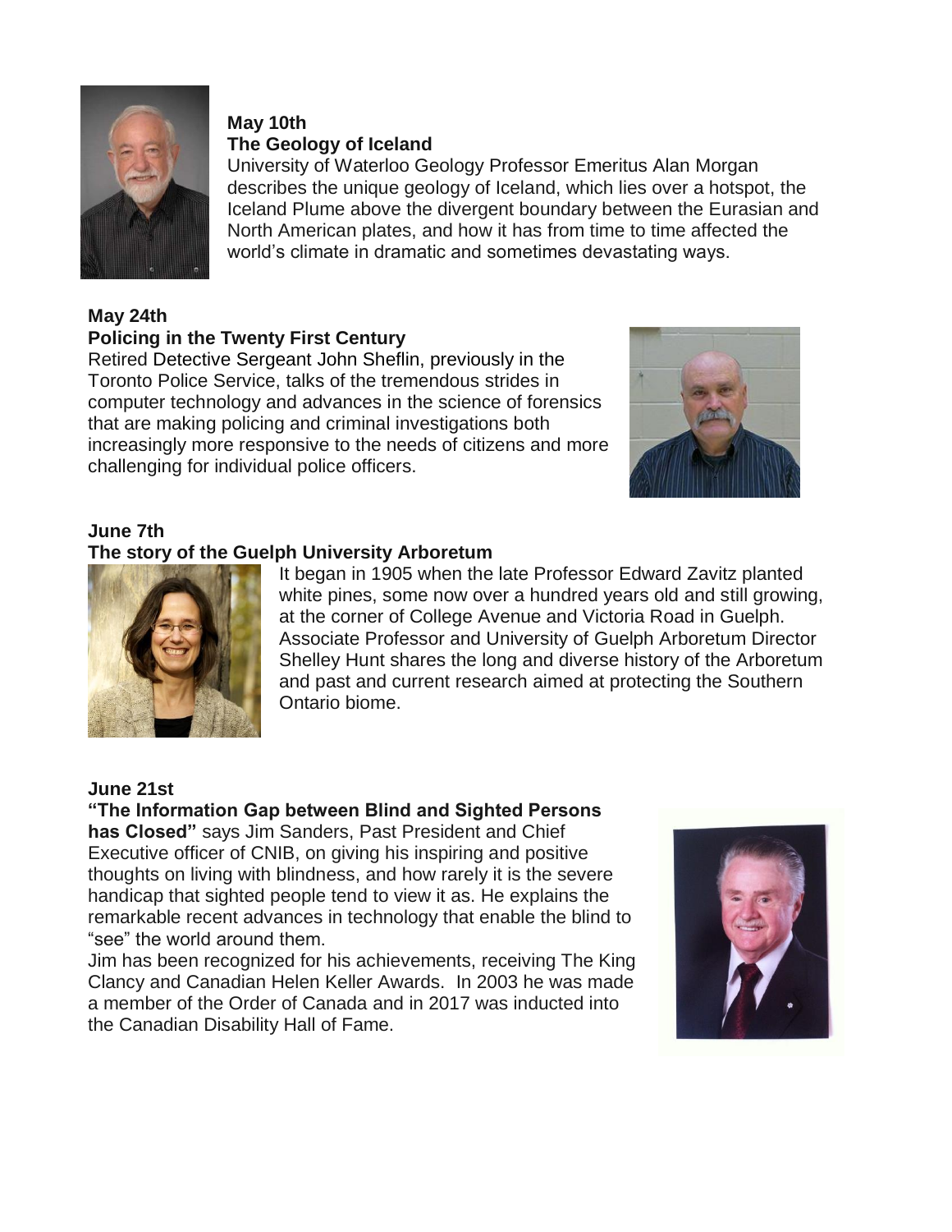**May 10th**
**The Geology of Iceland**
University of Waterloo Geology Professor Emeritus Alan Morgan describes the unique geology of Iceland, which lies over a hotspot, the Iceland Plume above the divergent boundary between the Eurasian and North American plates, and how it has from time to time affected the world's climate in dramatic and sometimes devastating ways.

**May 24th**
**Policing in the Twenty First Century**
Retired Detective Sergeant John Sheflin, previously in the Toronto Police Service, talks of the tremendous strides in computer technology and advances in the science of forensics that are making policing and criminal investigations both increasingly more responsive to the needs of citizens and more challenging for individual police officers.

**June 7th**
**The story of the Guelph University Arboretum**
It began in 1905 when the late Professor Edward Zavitz planted white pines, some now over a hundred years old and still growing, at the corner of College Avenue and Victoria Road in Guelph. Associate Professor and University of Guelph Arboretum Director Shelley Hunt shares the long and diverse history of the Arboretum and past and current research aimed at protecting the Southern Ontario biome.

**June 21st**
**"The Information Gap between Blind and Sighted Persons has Closed"** says Jim Sanders, Past President and Chief Executive officer of CNIB, on giving his inspiring and positive thoughts on living with blindness, and how rarely it is the severe handicap that sighted people tend to view it as. He explains the remarkable recent advances in technology that enable the blind to "see" the world around them.
Jim has been recognized for his achievements, receiving The King Clancy and Canadian Helen Keller Awards. In 2003 he was made a member of the Order of Canada and in 2017 was inducted into the Canadian Disability Hall of Fame.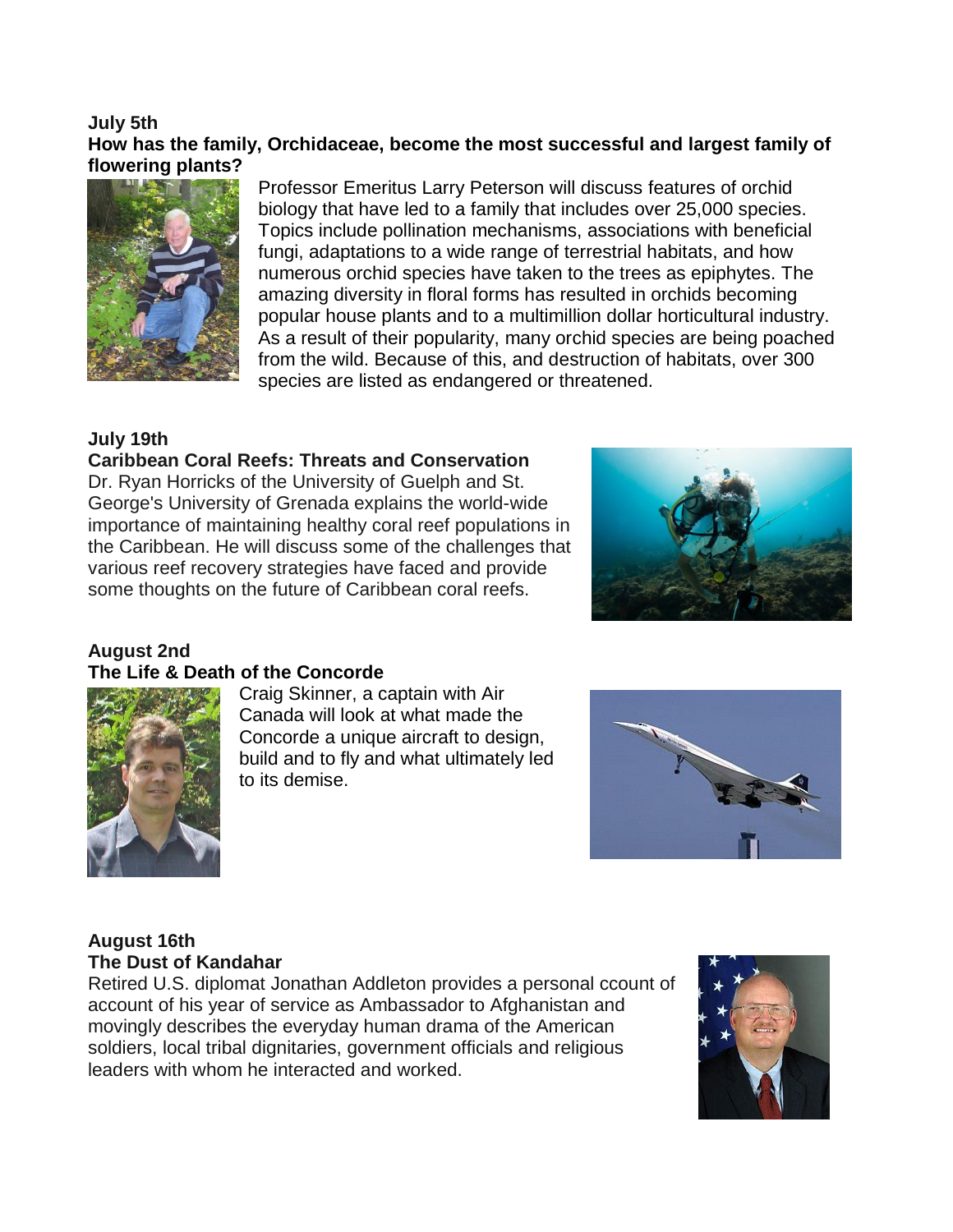**July 5th**
**How has the family, Orchidaceae, become the most successful and largest family of flowering plants?**

Professor Emeritus Larry Peterson will discuss features of orchid biology that have led to a family that includes over 25,000 species. Topics include pollination mechanisms, associations with beneficial fungi, adaptations to a wide range of terrestrial habitats, and how numerous orchid species have taken to the trees as epiphytes. The amazing diversity in floral forms has resulted in orchids becoming popular house plants and to a multimillion dollar horticultural industry. As a result of their popularity, many orchid species are being poached from the wild. Because of this, and destruction of habitats, over 300 species are listed as endangered or threatened.

**July 19th**
**Caribbean Coral Reefs: Threats and Conservation**

Dr. Ryan Horricks of the University of Guelph and St. George's University of Grenada explains the world-wide importance of maintaining healthy coral reef populations in the Caribbean. He will discuss some of the challenges that various reef recovery strategies have faced and provide some thoughts on the future of Caribbean coral reefs.

**August 2nd**
**The Life & Death of the Concorde**

Craig Skinner, a captain with Air Canada will look at what made the Concorde a unique aircraft to design, build and to fly and what ultimately led to its demise.

**August 16th**
**The Dust of Kandahar**

Retired U.S. diplomat Jonathan Addleton provides a personal ccount of account of his year of service as Ambassador to Afghanistan and movingly describes the everyday human drama of the American soldiers, local tribal dignitaries, government officials and religious leaders with whom he interacted and worked.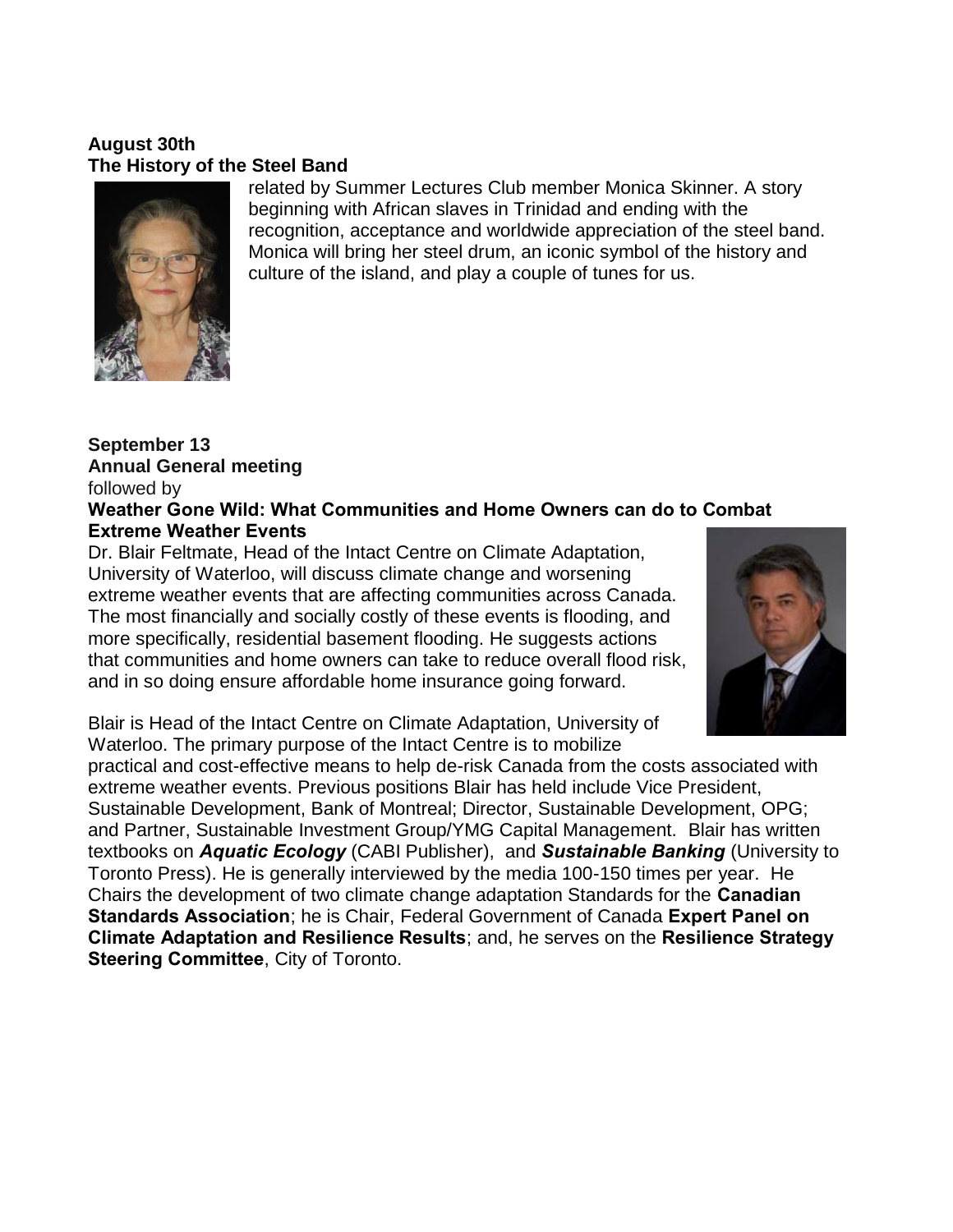**August 30th**
**The History of the Steel Band**

related by Summer Lectures Club member Monica Skinner. A story beginning with African slaves in Trinidad and ending with the recognition, acceptance and worldwide appreciation of the steel band. Monica will bring her steel drum, an iconic symbol of the history and culture of the island, and play a couple of tunes for us.

**September 13**
**Annual General meeting**
followed by
**Weather Gone Wild: What Communities and Home Owners can do to Combat Extreme Weather Events**

Dr. Blair Feltmate, Head of the Intact Centre on Climate Adaptation, University of Waterloo, will discuss climate change and worsening extreme weather events that are affecting communities across Canada. The most financially and socially costly of these events is flooding, and more specifically, residential basement flooding. He suggests actions that communities and home owners can take to reduce overall flood risk, and in so doing ensure affordable home insurance going forward.

Blair is Head of the Intact Centre on Climate Adaptation, University of Waterloo. The primary purpose of the Intact Centre is to mobilize practical and cost-effective means to help de-risk Canada from the costs associated with extreme weather events. Previous positions Blair has held include Vice President, Sustainable Development, Bank of Montreal; Director, Sustainable Development, OPG; and Partner, Sustainable Investment Group/YMG Capital Management. Blair has written textbooks on ***Aquatic Ecology*** (CABI Publisher), and ***Sustainable Banking*** (University to Toronto Press). He is generally interviewed by the media 100-150 times per year. He Chairs the development of two climate change adaptation Standards for the **Canadian Standards Association**; he is Chair, Federal Government of Canada **Expert Panel on Climate Adaptation and Resilience Results**; and, he serves on the **Resilience Strategy Steering Committee**, City of Toronto.